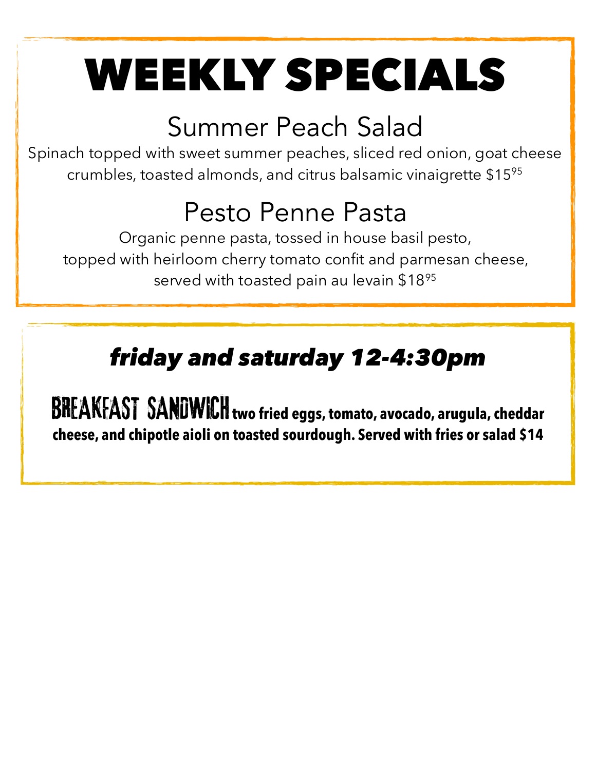# WEEKLY SPECIALS

## Summer Peach Salad

Spinach topped with sweet summer peaches, sliced red onion, goat cheese crumbles, toasted almonds, and citrus balsamic vinaigrette $15^{95}$

## Pesto Penne Pasta

Organic penne pasta, tossed in house basil pesto,
topped with heirloom cherry tomato confit and parmesan cheese,
served with toasted pain au levain $18^{95}$

## *friday and saturday 12-4:30pm*

**BREAKFAST SANDWICH two fried eggs, tomato, avocado, arugula, cheddar cheese, and chipotle aioli on toasted sourdough. Served with fries or salad $14**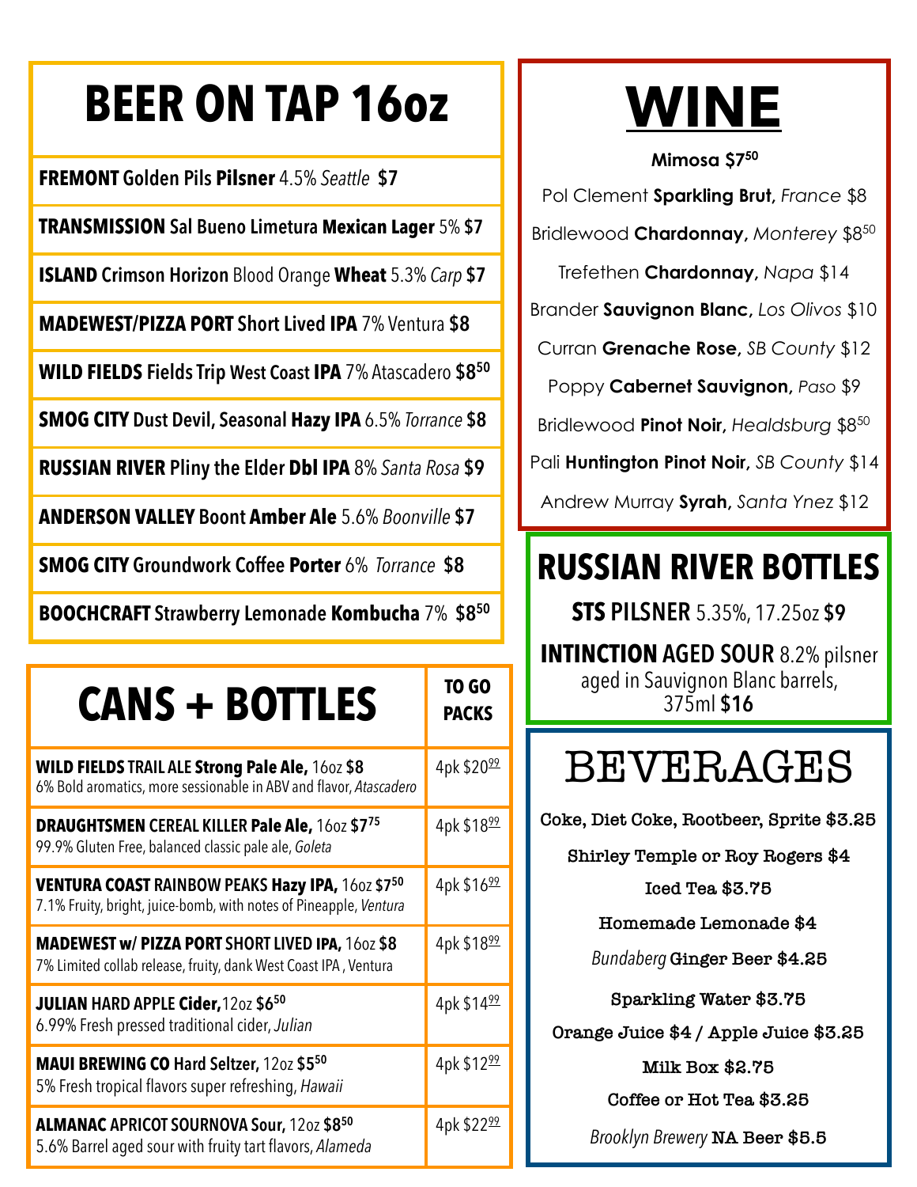# BEER ON TAP 16oz

**FREMONT** Golden Pils **Pilsner** 4.5% *Seattle* **$7**

**TRANSMISSION** Sal Bueno Limetura **Mexican Lager** 5% **$7**

**ISLAND** Crimson Horizon Blood Orange **Wheat** 5.3% *Carp* **$7**

**MADEWEST/PIZZA PORT** Short Lived **IPA** 7% Ventura **$8**

**WILD FIELDS** Fields Trip West Coast **IPA** 7% Atascadero **$8.50**

**SMOG CITY** Dust Devil, Seasonal **Hazy IPA** 6.5% *Torrance* **$8**

**RUSSIAN RIVER** Pliny the Elder **Dbl IPA** 8% *Santa Rosa* **$9**

**ANDERSON VALLEY** Boont **Amber Ale** 5.6% *Boonville* **$7**

**SMOG CITY** Groundwork Coffee **Porter** 6% *Torrance* **$8**

**BOOCHCRAFT** Strawberry Lemonade **Kombucha** 7% **$8.50**

# CANS + BOTTLES

| CANS + BOTTLES | TO GO PACKS |
|---|---|
| **WILD FIELDS** TRAIL ALE **Strong Pale Ale,** 16oz **$8**<br>6% Bold aromatics, more sessionable in ABV and flavor, *Atascadero* | 4pk $20.99 |
| **DRAUGHTSMEN** CEREAL KILLER **Pale Ale,** 16oz **$7.75**<br>99.9% Gluten Free, balanced classic pale ale, *Goleta* | 4pk $18.99 |
| **VENTURA COAST** RAINBOW PEAKS **Hazy IPA,** 16oz **$7.50**<br>7.1% Fruity, bright, juice-bomb, with notes of Pineapple, *Ventura* | 4pk $16.99 |
| **MADEWEST w/ PIZZA PORT** SHORT LIVED **IPA,** 16oz **$8**<br>7% Limited collab release, fruity, dank West Coast IPA , Ventura | 4pk $18.99 |
| **JULIAN** HARD APPLE **Cider,** 12oz **$6.50**<br>6.99% Fresh pressed traditional cider, *Julian* | 4pk $14.99 |
| **MAUI BREWING CO** Hard Seltzer, 12oz **$5.50**<br>5% Fresh tropical flavors super refreshing, *Hawaii* | 4pk $12.99 |
| **ALMANAC** APRICOT SOURNOVA **Sour,** 12oz **$8.50**<br>5.6% Barrel aged sour with fruity tart flavors, *Alameda* | 4pk $22.99 |

# WINE

**Mimosa $7.50**

Pol Clement **Sparkling Brut**, *France* $8

Bridlewood **Chardonnay**, *Monterey* $8.50

Trefethen **Chardonnay**, *Napa* $14

Brander **Sauvignon Blanc**, *Los Olivos* $10

Curran **Grenache Rose**, *SB County* $12

Poppy **Cabernet Sauvignon**, *Paso* $9

Bridlewood **Pinot Noir**, *Healdsburg* $8.50

Pali **Huntington Pinot Noir**, *SB County* $14

Andrew Murray **Syrah**, *Santa Ynez* $12

# RUSSIAN RIVER BOTTLES

**STS PILSNER** 5.35%, 17.25oz **$9**

**INTINCTION AGED SOUR** 8.2% pilsner aged in Sauvignon Blanc barrels, 375ml **$16**

# BEVERAGES

Coke, Diet Coke, Rootbeer, Sprite $3.25

Shirley Temple or Roy Rogers $4

Iced Tea $3.75

Homemade Lemonade $4

*Bundaberg* Ginger Beer $4.25

Sparkling Water $3.75

Orange Juice $4 / Apple Juice $3.25

Milk Box $2.75

Coffee or Hot Tea $3.25

*Brooklyn Brewery* NA Beer $5.5